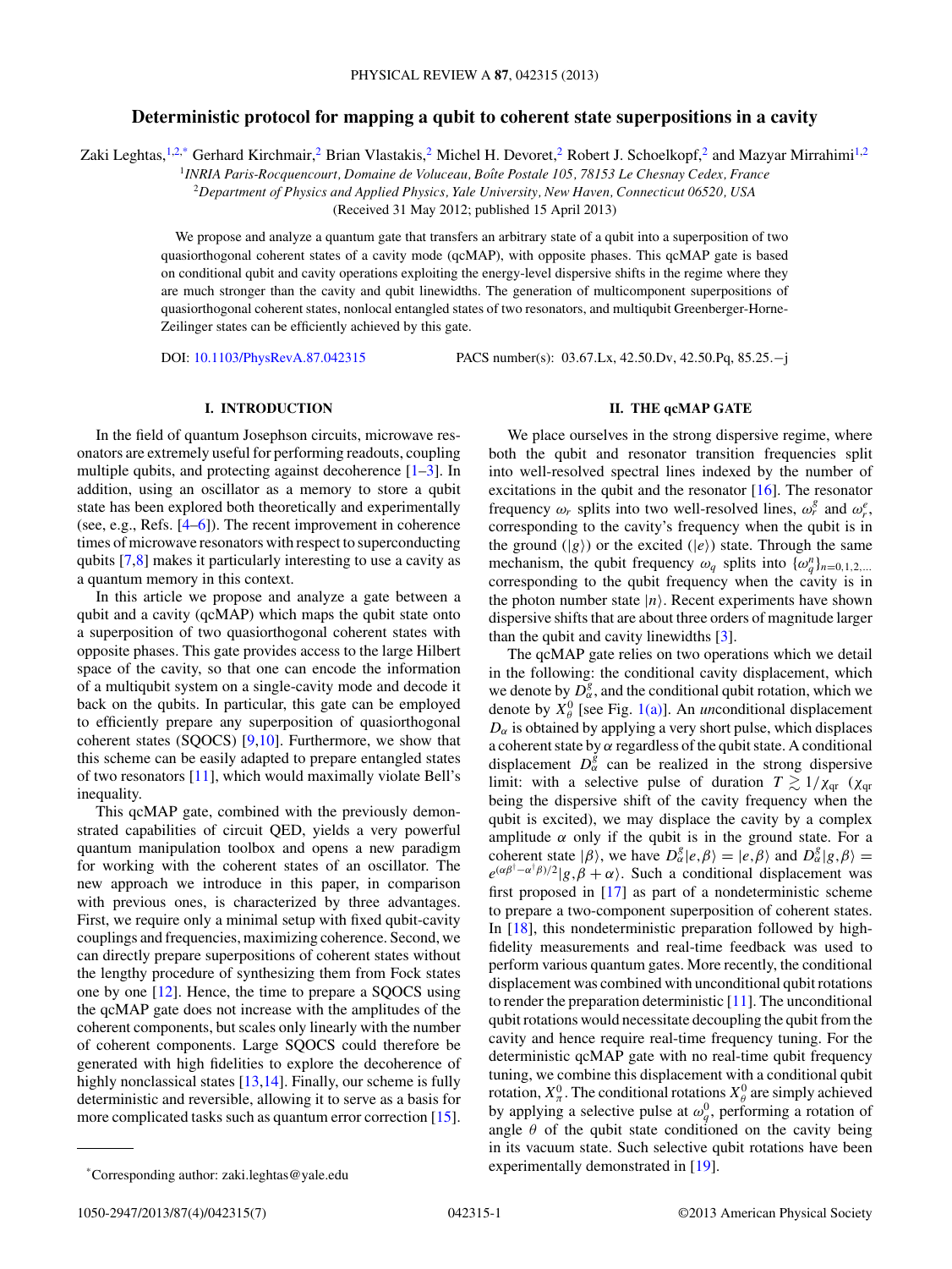# Deterministic protocol for mapping a qubit to coherent state superpositions in a cavity

Zaki Leghtas,[1,2,*] Gerhard Kirchmair,[2] Brian Vlastakis,[2] Michel H. Devoret,[2] Robert J. Schoelkopf,[2] and Mazyar Mirrahimi[1,2]

[1] *INRIA Paris-Rocquencourt, Domaine de Voluceau, Boîte Postale 105, 78153 Le Chesnay Cedex, France*

[2] *Department of Physics and Applied Physics, Yale University, New Haven, Connecticut 06520, USA*

(Received 31 May 2012; published 15 April 2013)

We propose and analyze a quantum gate that transfers an arbitrary state of a qubit into a superposition of two quasiorthogonal coherent states of a cavity mode (qcMAP), with opposite phases. This qcMAP gate is based on conditional qubit and cavity operations exploiting the energy-level dispersive shifts in the regime where they are much stronger than the cavity and qubit linewidths. The generation of multicomponent superpositions of quasiorthogonal coherent states, nonlocal entangled states of two resonators, and multiqubit Greenberger-Horne-Zeilinger states can be efficiently achieved by this gate.

DOI: 10.1103/PhysRevA.87.042315 PACS number(s): 03.67.Lx, 42.50.Dv, 42.50.Pq, 85.25.−j

## I. INTRODUCTION

In the field of quantum Josephson circuits, microwave resonators are extremely useful for performing readouts, coupling multiple qubits, and protecting against decoherence [1–3]. In addition, using an oscillator as a memory to store a qubit state has been explored both theoretically and experimentally (see, e.g., Refs. [4–6]). The recent improvement in coherence times of microwave resonators with respect to superconducting qubits [7,8] makes it particularly interesting to use a cavity as a quantum memory in this context.

In this article we propose and analyze a gate between a qubit and a cavity (qcMAP) which maps the qubit state onto a superposition of two quasiorthogonal coherent states with opposite phases. This gate provides access to the large Hilbert space of the cavity, so that one can encode the information of a multiqubit system on a single-cavity mode and decode it back on the qubits. In particular, this gate can be employed to efficiently prepare any superposition of quasiorthogonal coherent states (SQOCS) [9,10]. Furthermore, we show that this scheme can be easily adapted to prepare entangled states of two resonators [11], which would maximally violate Bell's inequality.

This qcMAP gate, combined with the previously demonstrated capabilities of circuit QED, yields a very powerful quantum manipulation toolbox and opens a new paradigm for working with the coherent states of an oscillator. The new approach we introduce in this paper, in comparison with previous ones, is characterized by three advantages. First, we require only a minimal setup with fixed qubit-cavity couplings and frequencies, maximizing coherence. Second, we can directly prepare superpositions of coherent states without the lengthy procedure of synthesizing them from Fock states one by one [12]. Hence, the time to prepare a SQOCS using the qcMAP gate does not increase with the amplitudes of the coherent components, but scales only linearly with the number of coherent components. Large SQOCS could therefore be generated with high fidelities to explore the decoherence of highly nonclassical states [13,14]. Finally, our scheme is fully deterministic and reversible, allowing it to serve as a basis for more complicated tasks such as quantum error correction [15].

## II. THE qcMAP GATE

We place ourselves in the strong dispersive regime, where both the qubit and resonator transition frequencies split into well-resolved spectral lines indexed by the number of excitations in the qubit and the resonator [16]. The resonator frequency $\omega_r$ splits into two well-resolved lines, $\omega_r^g$ and $\omega_r^e$, corresponding to the cavity's frequency when the qubit is in the ground ($|g\rangle$) or the excited ($|e\rangle$) state. Through the same mechanism, the qubit frequency $\omega_q$ splits into $\{\omega_q^n\}_{n=0,1,2,\ldots}$ corresponding to the qubit frequency when the cavity is in the photon number state $|n\rangle$. Recent experiments have shown dispersive shifts that are about three orders of magnitude larger than the qubit and cavity linewidths [3].

The qcMAP gate relies on two operations which we detail in the following: the conditional cavity displacement, which we denote by $D_\alpha^g$, and the conditional qubit rotation, which we denote by $X_\theta^0$ [see Fig. 1(a)]. An *un*conditional displacement $D_\alpha$ is obtained by applying a very short pulse, which displaces a coherent state by $\alpha$ regardless of the qubit state. A conditional displacement $D_\alpha^g$ can be realized in the strong dispersive limit: with a selective pulse of duration $T \gtrsim 1/\chi_{\rm qr}$ ($\chi_{\rm qr}$ being the dispersive shift of the cavity frequency when the qubit is excited), we may displace the cavity by a complex amplitude $\alpha$ only if the qubit is in the ground state. For a coherent state $|\beta\rangle$, we have $D_\alpha^g|e,\beta\rangle = |e,\beta\rangle$ and $D_\alpha^g|g,\beta\rangle = e^{(\alpha\beta^\dagger-\alpha^\dagger\beta)/2}|g,\beta+\alpha\rangle$. Such a conditional displacement was first proposed in [17] as part of a nondeterministic scheme to prepare a two-component superposition of coherent states. In [18], this nondeterministic preparation followed by high-fidelity measurements and real-time feedback was used to perform various quantum gates. More recently, the conditional displacement was combined with unconditional qubit rotations to render the preparation deterministic [11]. The unconditional qubit rotations would necessitate decoupling the qubit from the cavity and hence require real-time frequency tuning. For the deterministic qcMAP gate with no real-time qubit frequency tuning, we combine this displacement with a conditional qubit rotation, $X_\pi^0$. The conditional rotations $X_\theta^0$ are simply achieved by applying a selective pulse at $\omega_q^0$, performing a rotation of angle $\theta$ of the qubit state conditioned on the cavity being in its vacuum state. Such selective qubit rotations have been experimentally demonstrated in [19].

---

*Corresponding author: zaki.leghtas@yale.edu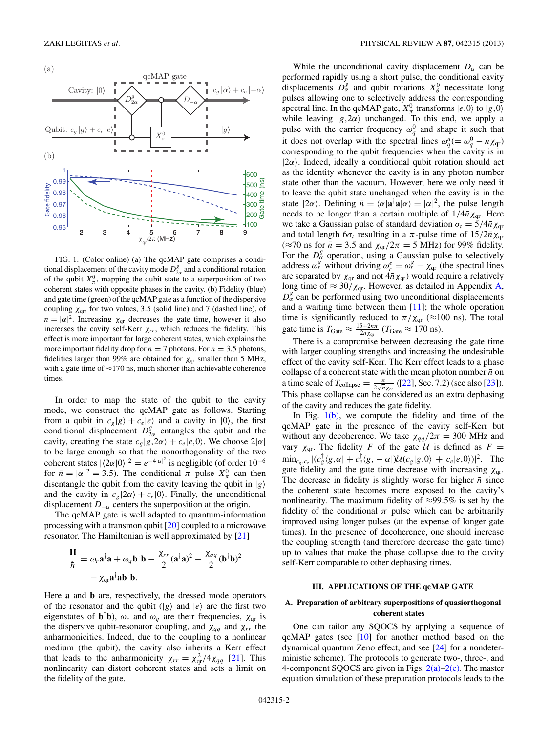FIG. 1. (Color online) (a) The qcMAP gate comprises a conditional displacement of the cavity mode $D^g_{2\alpha}$ and a conditional rotation of the qubit $X^0_\pi$, mapping the qubit state to a superposition of two coherent states with opposite phases in the cavity. (b) Fidelity (blue) and gate time (green) of the qcMAP gate as a function of the dispersive coupling $\chi_{qr}$, for two values, 3.5 (solid line) and 7 (dashed line), of $\bar{n} = |\alpha|^2$. Increasing $\chi_{qr}$ decreases the gate time, however it also increases the cavity self-Kerr $\chi_{rr}$, which reduces the fidelity. This effect is more important for large coherent states, which explains the more important fidelity drop for $\bar{n} = 7$ photons. For $\bar{n} = 3.5$ photons, fidelities larger than 99% are obtained for $\chi_{qr}$ smaller than 5 MHz, with a gate time of ≈170 ns, much shorter than achievable coherence times.

In order to map the state of the qubit to the cavity mode, we construct the qcMAP gate as follows. Starting from a qubit in $c_g|g\rangle + c_e|e\rangle$ and a cavity in $|0\rangle$, the first conditional displacement $D^g_{2\alpha}$ entangles the qubit and the cavity, creating the state $c_g|g,2\alpha\rangle + c_e|e,0\rangle$. We choose $2|\alpha|$ to be large enough so that the nonorthogonality of the two coherent states $|\langle 2\alpha|0\rangle|^2 = e^{-4|\alpha|^2}$ is negligible (of order $10^{-6}$ for $\bar{n} = |\alpha|^2 = 3.5$). The conditional $\pi$ pulse $X^0_\pi$ can then disentangle the qubit from the cavity leaving the qubit in $|g\rangle$ and the cavity in $c_g|2\alpha\rangle + c_e|0\rangle$. Finally, the unconditional displacement $D_{-\alpha}$ centers the superposition at the origin.

The qcMAP gate is well adapted to quantum-information processing with a transmon qubit [20] coupled to a microwave resonator. The Hamiltonian is well approximated by [21]

$$\frac{\mathbf{H}}{\hbar} = \omega_r \mathbf{a}^\dagger\mathbf{a} + \omega_q \mathbf{b}^\dagger\mathbf{b} - \frac{\chi_{rr}}{2}(\mathbf{a}^\dagger\mathbf{a})^2 - \frac{\chi_{qq}}{2}(\mathbf{b}^\dagger\mathbf{b})^2 - \chi_{qr}\mathbf{a}^\dagger\mathbf{a}\mathbf{b}^\dagger\mathbf{b}.$$

Here $\mathbf{a}$ and $\mathbf{b}$ are, respectively, the dressed mode operators of the resonator and the qubit ($|g\rangle$ and $|e\rangle$ are the first two eigenstates of $\mathbf{b}^\dagger\mathbf{b}$), $\omega_r$ and $\omega_q$ are their frequencies, $\chi_{qr}$ is the dispersive qubit-resonator coupling, and $\chi_{qq}$ and $\chi_{rr}$ the anharmonicities. Indeed, due to the coupling to a nonlinear medium (the qubit), the cavity also inherits a Kerr effect that leads to the anharmonicity $\chi_{rr} = \chi^2_{qr}/4\chi_{qq}$ [21]. This nonlinearity can distort coherent states and sets a limit on the fidelity of the gate.

While the unconditional cavity displacement $D_\alpha$ can be performed rapidly using a short pulse, the conditional cavity displacements $D^g_\alpha$ and qubit rotations $X^0_\theta$ necessitate long pulses allowing one to selectively address the corresponding spectral line. In the qcMAP gate, $X^0_\pi$ transforms $|e,0\rangle$ to $|g,0\rangle$ while leaving $|g,2\alpha\rangle$ unchanged. To this end, we apply a pulse with the carrier frequency $\omega^0_q$ and shape it such that it does not overlap with the spectral lines $\omega^n_q (= \omega^0_q - n\chi_{qr})$ corresponding to the qubit frequencies when the cavity is in $|2\alpha\rangle$. Indeed, ideally a conditional qubit rotation should act as the identity whenever the cavity is in any photon number state other than the vacuum. However, here we only need it to leave the qubit state unchanged when the cavity is in the state $|2\alpha\rangle$. Defining $\bar{n} = \langle\alpha|\mathbf{a}^\dagger\mathbf{a}|\alpha\rangle = |\alpha|^2$, the pulse length needs to be longer than a certain multiple of $1/4\bar{n}\chi_{qr}$. Here we take a Gaussian pulse of standard deviation $\sigma_t = 5/4\bar{n}\chi_{qr}$ and total length $6\sigma_t$ resulting in a $\pi$-pulse time of $15/2\bar{n}\chi_{qr}$ (≈70 ns for $\bar{n} = 3.5$ and $\chi_{qr}/2\pi = 5$ MHz) for 99% fidelity. For the $D^g_\alpha$ operation, using a Gaussian pulse to selectively address $\omega^g_r$ without driving $\omega^e_r = \omega^g_r - \chi_{qr}$ (the spectral lines are separated by $\chi_{qr}$ and not $4\bar{n}\chi_{qr}$) would require a relatively long time of $\approx 30/\chi_{qr}$. However, as detailed in Appendix A, $D^g_\alpha$ can be performed using two unconditional displacements and a waiting time between them [11]; the whole operation time is significantly reduced to $\pi/\chi_{qr}$ (≈100 ns). The total gate time is $T_{\text{Gate}} \approx \frac{15+2\bar{n}\pi}{2\bar{n}\chi_{qr}}$ ($T_{\text{Gate}} \approx 170$ ns).

There is a compromise between decreasing the gate time with larger coupling strengths and increasing the undesirable effect of the cavity self-Kerr. The Kerr effect leads to a phase collapse of a coherent state with the mean photon number $\bar{n}$ on a time scale of $T_{\text{collapse}} = \frac{\pi}{2\sqrt{\bar{n}}\chi_{rr}}$ ([22], Sec. 7.2) (see also [23]). This phase collapse can be considered as an extra dephasing of the cavity and reduces the gate fidelity.

In Fig. 1(b), we compute the fidelity and time of the qcMAP gate in the presence of the cavity self-Kerr but without any decoherence. We take $\chi_{qq}/2\pi = 300$ MHz and vary $\chi_{qr}$. The fidelity $F$ of the gate $\mathcal{U}$ is defined as $F = \min_{c_g,c_e} |(c^\dagger_g\langle g,\alpha| + c^\dagger_e\langle g,-\alpha|)\mathcal{U}(c_g|g,0\rangle + c_e|e,0\rangle)|^2$. The gate fidelity and the gate time decrease with increasing $\chi_{qr}$. The decrease in fidelity is slightly worse for higher $\bar{n}$ since the coherent state becomes more exposed to the cavity's nonlinearity. The maximum fidelity of ≈99.5% is set by the fidelity of the conditional $\pi$ pulse which can be arbitrarily improved using longer pulses (at the expense of longer gate times). In the presence of decoherence, one should increase the coupling strength (and therefore decrease the gate time) up to values that make the phase collapse due to the cavity self-Kerr comparable to other dephasing times.

## III. APPLICATIONS OF THE qcMAP GATE

### A. Preparation of arbitrary superpositions of quasiorthogonal coherent states

One can tailor any SQOCS by applying a sequence of qcMAP gates (see [10] for another method based on the dynamical quantum Zeno effect, and see [24] for a nondeterministic scheme). The protocols to generate two-, three-, and 4-component SQOCS are given in Figs. 2(a)–2(c). The master equation simulation of these preparation protocols leads to the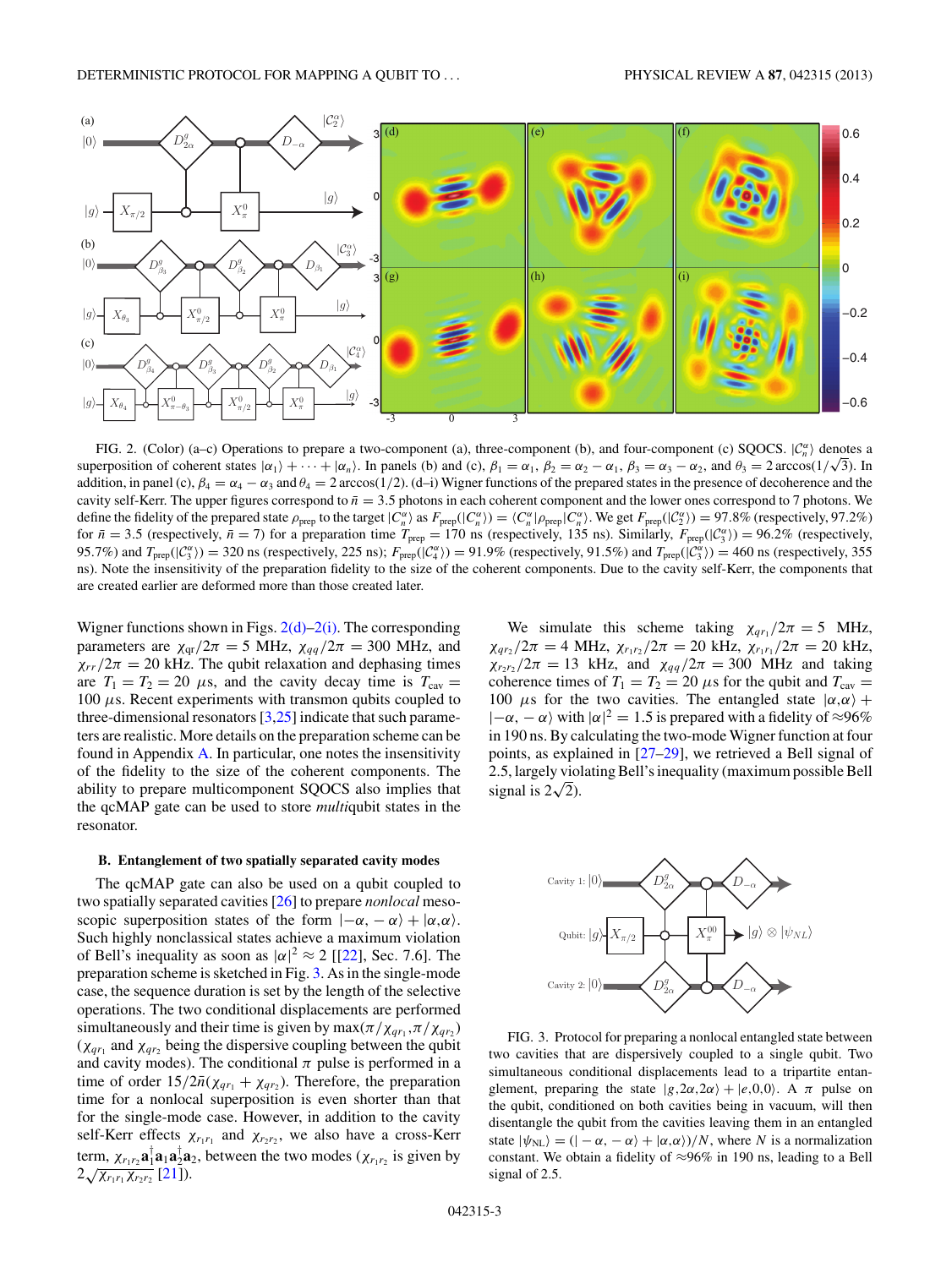FIG. 2. (Color) (a–c) Operations to prepare a two-component (a), three-component (b), and four-component (c) SQOCS. $|\mathcal{C}_n^\alpha\rangle$ denotes a superposition of coherent states $|\alpha_1\rangle + \cdots + |\alpha_n\rangle$. In panels (b) and (c), $\beta_1 = \alpha_1$, $\beta_2 = \alpha_2 - \alpha_1$, $\beta_3 = \alpha_3 - \alpha_2$, and $\theta_3 = 2\arccos(1/\sqrt{3})$. In addition, in panel (c), $\beta_4 = \alpha_4 - \alpha_3$ and $\theta_4 = 2\arccos(1/2)$. (d–i) Wigner functions of the prepared states in the presence of decoherence and the cavity self-Kerr. The upper figures correspond to $\bar{n} = 3.5$ photons in each coherent component and the lower ones correspond to 7 photons. We define the fidelity of the prepared state $\rho_{\rm prep}$ to the target $|\mathcal{C}_n^\alpha\rangle$ as $F_{\rm prep}(|\mathcal{C}_n^\alpha\rangle) = \langle \mathcal{C}_n^\alpha|\rho_{\rm prep}|\mathcal{C}_n^\alpha\rangle$. We get $F_{\rm prep}(|\mathcal{C}_2^\alpha\rangle) = 97.8\%$ (respectively, 97.2%) for $\bar{n} = 3.5$ (respectively, $\bar{n} = 7$) for a preparation time $T_{\rm prep} = 170$ ns (respectively, 135 ns). Similarly, $F_{\rm prep}(|\mathcal{C}_3^\alpha\rangle) = 96.2\%$ (respectively, 95.7%) and $T_{\rm prep}(|\mathcal{C}_3^\alpha\rangle) = 320$ ns (respectively, 225 ns); $F_{\rm prep}(|\mathcal{C}_4^\alpha\rangle) = 91.9\%$ (respectively, 91.5%) and $T_{\rm prep}(|\mathcal{C}_3^\alpha\rangle) = 460$ ns (respectively, 355 ns). Note the insensitivity of the preparation fidelity to the size of the coherent components. Due to the cavity self-Kerr, the components that are created earlier are deformed more than those created later.

Wigner functions shown in Figs. 2(d)–2(i). The corresponding parameters are $\chi_{qr}/2\pi = 5$ MHz, $\chi_{qq}/2\pi = 300$ MHz, and $\chi_{rr}/2\pi = 20$ kHz. The qubit relaxation and dephasing times are $T_1 = T_2 = 20$ $\mu$s, and the cavity decay time is $T_{\rm cav} = 100$ $\mu$s. Recent experiments with transmon qubits coupled to three-dimensional resonators [3,25] indicate that such parameters are realistic. More details on the preparation scheme can be found in Appendix A. In particular, one notes the insensitivity of the fidelity to the size of the coherent components. The ability to prepare multicomponent SQOCS also implies that the qcMAP gate can be used to store *multi*qubit states in the resonator.

### B. Entanglement of two spatially separated cavity modes

The qcMAP gate can also be used on a qubit coupled to two spatially separated cavities [26] to prepare *nonlocal* mesoscopic superposition states of the form $|-\alpha,-\alpha\rangle + |\alpha,\alpha\rangle$. Such highly nonclassical states achieve a maximum violation of Bell's inequality as soon as $|\alpha|^2 \approx 2$ [[22], Sec. 7.6]. The preparation scheme is sketched in Fig. 3. As in the single-mode case, the sequence duration is set by the length of the selective operations. The two conditional displacements are performed simultaneously and their time is given by $\max(\pi/\chi_{qr_1}, \pi/\chi_{qr_2})$ ($\chi_{qr_1}$ and $\chi_{qr_2}$ being the dispersive coupling between the qubit and cavity modes). The conditional $\pi$ pulse is performed in a time of order $15/2\bar{n}(\chi_{qr_1} + \chi_{qr_2})$. Therefore, the preparation time for a nonlocal superposition is even shorter than that for the single-mode case. However, in addition to the cavity self-Kerr effects $\chi_{r_1r_1}$ and $\chi_{r_2r_2}$, we also have a cross-Kerr term, $\chi_{r_1r_2}\mathbf{a}_1^\dagger\mathbf{a}_1\mathbf{a}_2^\dagger\mathbf{a}_2$, between the two modes ($\chi_{r_1r_2}$ is given by $2\sqrt{\chi_{r_1r_1}\chi_{r_2r_2}}$ [21]).

We simulate this scheme taking $\chi_{qr_1}/2\pi = 5$ MHz, $\chi_{qr_2}/2\pi = 4$ MHz, $\chi_{r_1r_2}/2\pi = 20$ kHz, $\chi_{r_1r_1}/2\pi = 20$ kHz, $\chi_{r_2r_2}/2\pi = 13$ kHz, and $\chi_{qq}/2\pi = 300$ MHz and taking coherence times of $T_1 = T_2 = 20$ $\mu$s for the qubit and $T_{\rm cav} = 100$ $\mu$s for the two cavities. The entangled state $|\alpha,\alpha\rangle + |-\alpha,-\alpha\rangle$ with $|\alpha|^2 = 1.5$ is prepared with a fidelity of $\approx$96% in 190 ns. By calculating the two-mode Wigner function at four points, as explained in [27–29], we retrieved a Bell signal of 2.5, largely violating Bell's inequality (maximum possible Bell signal is $2\sqrt{2}$).

FIG. 3. Protocol for preparing a nonlocal entangled state between two cavities that are dispersively coupled to a single qubit. Two simultaneous conditional displacements lead to a tripartite entanglement, preparing the state $|g,2\alpha,2\alpha\rangle + |e,0,0\rangle$. A $\pi$ pulse on the qubit, conditioned on both cavities being in vacuum, will then disentangle the qubit from the cavities leaving them in an entangled state $|\psi_{\rm NL}\rangle = (|-\alpha,-\alpha\rangle + |\alpha,\alpha\rangle)/N$, where $N$ is a normalization constant. We obtain a fidelity of $\approx$96% in 190 ns, leading to a Bell signal of 2.5.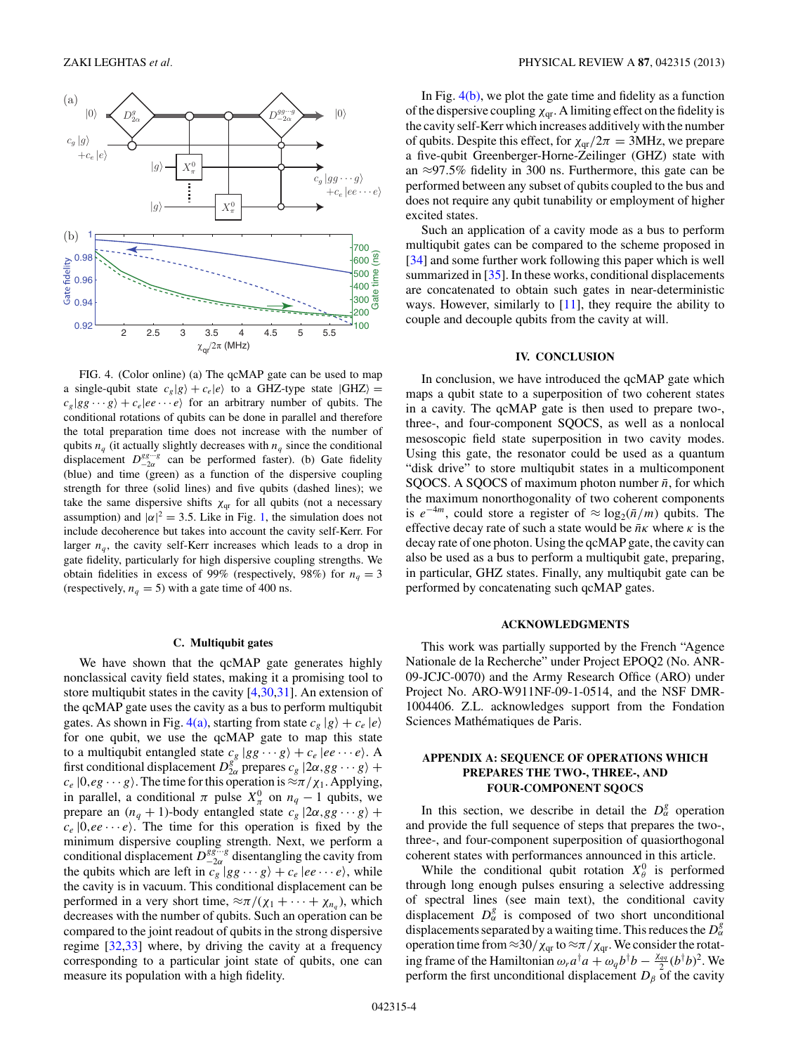FIG. 4. (Color online) (a) The qcMAP gate can be used to map a single-qubit state $c_g|g\rangle + c_e|e\rangle$ to a GHZ-type state $|\text{GHZ}\rangle = c_g|gg\cdots g\rangle + c_e|ee\cdots e\rangle$ for an arbitrary number of qubits. The conditional rotations of qubits can be done in parallel and therefore the total preparation time does not increase with the number of qubits $n_q$ (it actually slightly decreases with $n_q$ since the conditional displacement $D^{gg\cdots g}_{-2\alpha}$ can be performed faster). (b) Gate fidelity (blue) and time (green) as a function of the dispersive coupling strength for three (solid lines) and five qubits (dashed lines); we take the same dispersive shifts $\chi_{\text{qr}}$ for all qubits (not a necessary assumption) and $|\alpha|^2 = 3.5$. Like in Fig. 1, the simulation does not include decoherence but takes into account the cavity self-Kerr. For larger $n_q$, the cavity self-Kerr increases which leads to a drop in gate fidelity, particularly for high dispersive coupling strengths. We obtain fidelities in excess of 99% (respectively, 98%) for $n_q = 3$ (respectively, $n_q = 5$) with a gate time of 400 ns.

### C. Multiqubit gates

We have shown that the qcMAP gate generates highly nonclassical cavity field states, making it a promising tool to store multiqubit states in the cavity [4,30,31]. An extension of the qcMAP gate uses the cavity as a bus to perform multiqubit gates. As shown in Fig. 4(a), starting from state $c_g|g\rangle + c_e|e\rangle$ for one qubit, we use the qcMAP gate to map this state to a multiqubit entangled state $c_g|gg\cdots g\rangle + c_e|ee\cdots e\rangle$. A first conditional displacement $D^g_{2\alpha}$ prepares $c_g|2\alpha, gg\cdots g\rangle + c_e|0, eg\cdots g\rangle$. The time for this operation is $\approx\pi/\chi_1$. Applying, in parallel, a conditional $\pi$ pulse $X^0_\pi$ on $n_q - 1$ qubits, we prepare an $(n_q+1)$-body entangled state $c_g|2\alpha, gg\cdots g\rangle + c_e|0, ee\cdots e\rangle$. The time for this operation is fixed by the minimum dispersive coupling strength. Next, we perform a conditional displacement $D^{gg\cdots g}_{-2\alpha}$ disentangling the cavity from the qubits which are left in $c_g|gg\cdots g\rangle + c_e|ee\cdots e\rangle$, while the cavity is in vacuum. This conditional displacement can be performed in a very short time, $\approx\pi/(\chi_1 + \cdots + \chi_{n_q})$, which decreases with the number of qubits. Such an operation can be compared to the joint readout of qubits in the strong dispersive regime [32,33] where, by driving the cavity at a frequency corresponding to a particular joint state of qubits, one can measure its population with a high fidelity.

In Fig. 4(b), we plot the gate time and fidelity as a function of the dispersive coupling $\chi_{\text{qr}}$. A limiting effect on the fidelity is the cavity self-Kerr which increases additively with the number of qubits. Despite this effect, for $\chi_{\text{qr}}/2\pi = 3$MHz, we prepare a five-qubit Greenberger-Horne-Zeilinger (GHZ) state with an $\approx$97.5% fidelity in 300 ns. Furthermore, this gate can be performed between any subset of qubits coupled to the bus and does not require any qubit tunability or employment of higher excited states.

Such an application of a cavity mode as a bus to perform multiqubit gates can be compared to the scheme proposed in [34] and some further work following this paper which is well summarized in [35]. In these works, conditional displacements are concatenated to obtain such gates in near-deterministic ways. However, similarly to [11], they require the ability to couple and decouple qubits from the cavity at will.

## IV. CONCLUSION

In conclusion, we have introduced the qcMAP gate which maps a qubit state to a superposition of two coherent states in a cavity. The qcMAP gate is then used to prepare two-, three-, and four-component SQOCS, as well as a nonlocal mesoscopic field state superposition in two cavity modes. Using this gate, the resonator could be used as a quantum "disk drive" to store multiqubit states in a multicomponent SQOCS. A SQOCS of maximum photon number $\bar{n}$, for which the maximum nonorthogonality of two coherent components is $e^{-4m}$, could store a register of $\approx\log_2(\bar{n}/m)$ qubits. The effective decay rate of such a state would be $\bar{n}\kappa$ where $\kappa$ is the decay rate of one photon. Using the qcMAP gate, the cavity can also be used as a bus to perform a multiqubit gate, preparing, in particular, GHZ states. Finally, any multiqubit gate can be performed by concatenating such qcMAP gates.

## ACKNOWLEDGMENTS

This work was partially supported by the French "Agence Nationale de la Recherche" under Project EPOQ2 (No. ANR-09-JCJC-0070) and the Army Research Office (ARO) under Project No. ARO-W911NF-09-1-0514, and the NSF DMR-1004406. Z.L. acknowledges support from the Fondation Sciences Mathématiques de Paris.

## APPENDIX A: SEQUENCE OF OPERATIONS WHICH PREPARES THE TWO-, THREE-, AND FOUR-COMPONENT SQOCS

In this section, we describe in detail the $D^g_\alpha$ operation and provide the full sequence of steps that prepares the two-, three-, and four-component superposition of quasiorthogonal coherent states with performances announced in this article.

While the conditional qubit rotation $X^0_\theta$ is performed through long enough pulses ensuring a selective addressing of spectral lines (see main text), the conditional cavity displacement $D^g_\alpha$ is composed of two short unconditional displacements separated by a waiting time. This reduces the $D^g_\alpha$ operation time from $\approx 30/\chi_{\text{qr}}$ to $\approx\pi/\chi_{\text{qr}}$. We consider the rotating frame of the Hamiltonian $\omega_r a^\dagger a + \omega_q b^\dagger b - \frac{\chi_{qq}}{2}(b^\dagger b)^2$. We perform the first unconditional displacement $D_\beta$ of the cavity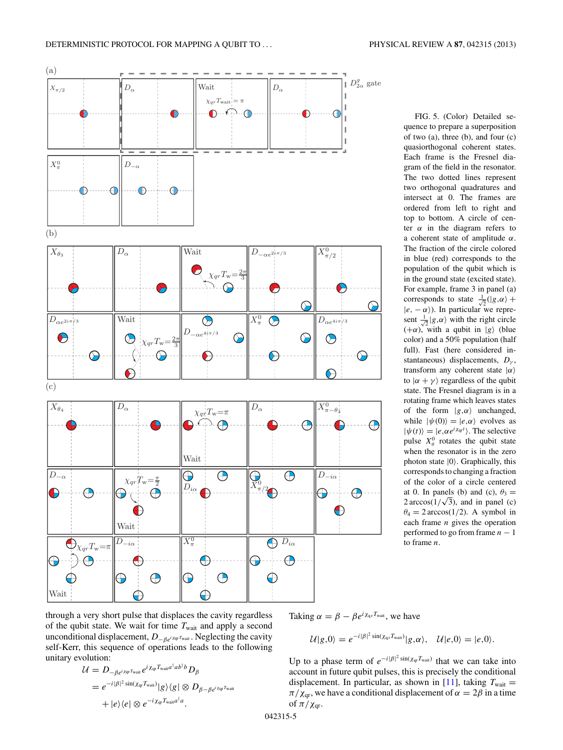FIG. 5. (Color) Detailed sequence to prepare a superposition of two (a), three (b), and four (c) quasiorthogonal coherent states. Each frame is the Fresnel diagram of the field in the resonator. The two dotted lines represent two orthogonal quadratures and intersect at 0. The frames are ordered from left to right and top to bottom. A circle of center $\alpha$ in the diagram refers to a coherent state of amplitude $\alpha$. The fraction of the circle colored in blue (red) corresponds to the population of the qubit which is in the ground state (excited state). For example, frame 3 in panel (a) corresponds to state $\frac{1}{\sqrt{2}}(|g,\alpha\rangle + |e,-\alpha\rangle)$. In particular we represent $\frac{1}{\sqrt{2}}|g,\alpha\rangle$ with the right circle $(+\alpha)$, with a qubit in $|g\rangle$ (blue color) and a 50% population (half full). Fast (here considered instantaneous) displacements, $D_\gamma$, transform any coherent state $|\alpha\rangle$ to $|\alpha+\gamma\rangle$ regardless of the qubit state. The Fresnel diagram is in a rotating frame which leaves states of the form $|g,\alpha\rangle$ unchanged, while $|\psi(0)\rangle = |e,\alpha\rangle$ evolves as $|\psi(t)\rangle = |e,\alpha e^{i\chi_{qr}t}\rangle$. The selective pulse $X^0_\theta$ rotates the qubit state when the resonator is in the zero photon state $|0\rangle$. Graphically, this corresponds to changing a fraction of the color of a circle centered at 0. In panels (b) and (c), $\theta_3 = 2\arccos(1/\sqrt{3})$, and in panel (c) $\theta_4 = 2\arccos(1/2)$. A symbol in each frame $n$ gives the operation performed to go from frame $n-1$ to frame $n$.

through a very short pulse that displaces the cavity regardless of the qubit state. We wait for time $T_{\rm wait}$ and apply a second unconditional displacement, $D_{-\beta e^{i\chi_{\rm qr}T_{\rm wait}}}$. Neglecting the cavity self-Kerr, this sequence of operations leads to the following unitary evolution:

$$
\begin{aligned}
\mathcal{U} &= D_{-\beta e^{i\chi_{\rm qr}T_{\rm wait}}} e^{i\chi_{\rm qr}T_{\rm wait}a^\dagger a b^\dagger b} D_\beta \\
&= e^{-i|\beta|^2\sin(\chi_{\rm qr}T_{\rm wait})}|g\rangle\langle g| \otimes D_{\beta-\beta e^{i\chi_{\rm qr}T_{\rm wait}}} \\
&\quad + |e\rangle\langle e| \otimes e^{-i\chi_{\rm qr}T_{\rm wait}a^\dagger a}.
\end{aligned}
$$

Taking $\alpha = \beta - \beta e^{i\chi_{\rm qr}T_{\rm wait}}$, we have

$$
\mathcal{U}|g,0\rangle = e^{-i|\beta|^2\sin(\chi_{\rm qr}T_{\rm wait})}|g,\alpha\rangle, \quad \mathcal{U}|e,0\rangle = |e,0\rangle.
$$

Up to a phase term of $e^{-i|\beta|^2\sin(\chi_{\rm qr}T_{\rm wait})}$ that we can take into account in future qubit pulses, this is precisely the conditional displacement. In particular, as shown in [11], taking $T_{\rm wait} = \pi/\chi_{\rm qr}$, we have a conditional displacement of $\alpha = 2\beta$ in a time of $\pi/\chi_{\rm qr}$.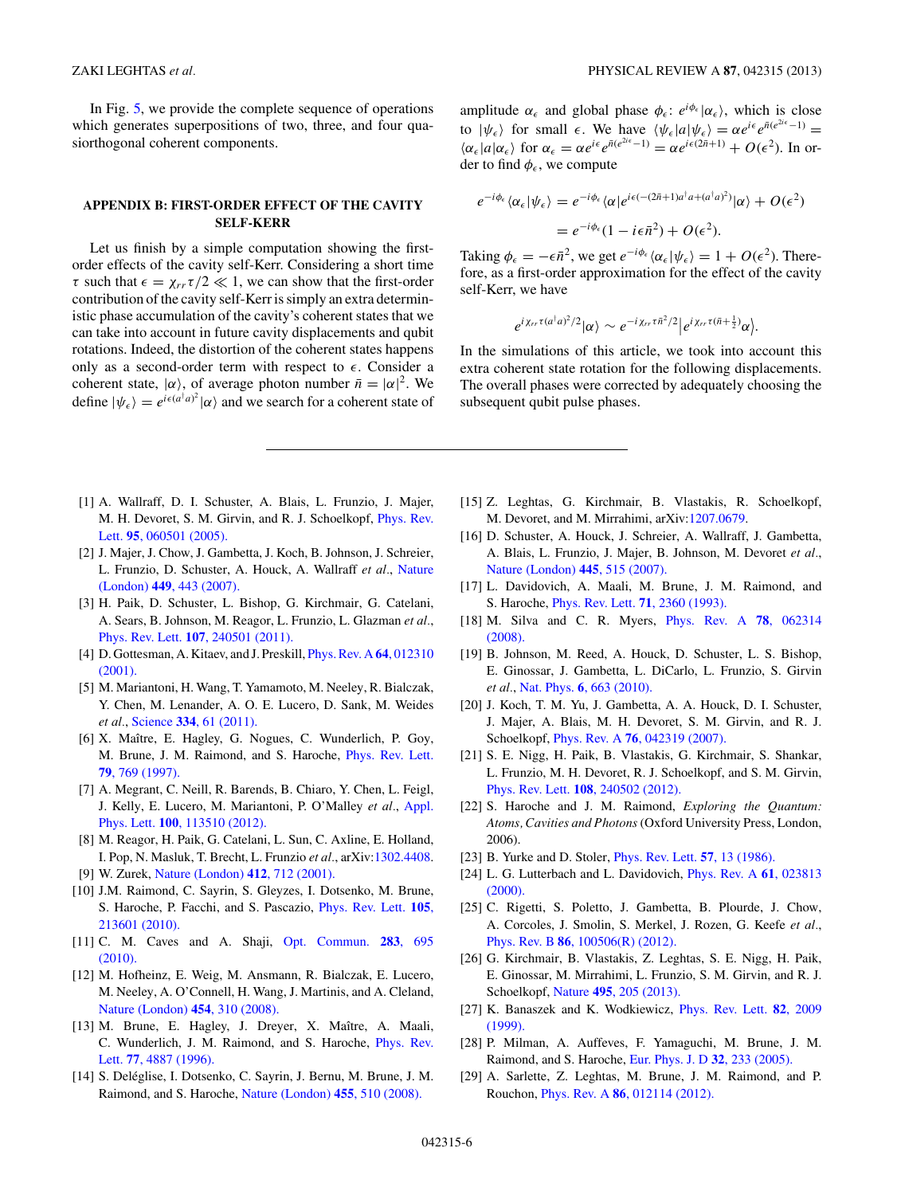In Fig. 5, we provide the complete sequence of operations which generates superpositions of two, three, and four quasiorthogonal coherent components.

## APPENDIX B: FIRST-ORDER EFFECT OF THE CAVITY SELF-KERR

Let us finish by a simple computation showing the first-order effects of the cavity self-Kerr. Considering a short time $\tau$ such that $\epsilon = \chi_{rr}\tau/2 \ll 1$, we can show that the first-order contribution of the cavity self-Kerr is simply an extra deterministic phase accumulation of the cavity's coherent states that we can take into account in future cavity displacements and qubit rotations. Indeed, the distortion of the coherent states happens only as a second-order term with respect to $\epsilon$. Consider a coherent state, $|\alpha\rangle$, of average photon number $\bar{n} = |\alpha|^2$. We define $|\psi_\epsilon\rangle = e^{i\epsilon(a^\dagger a)^2}|\alpha\rangle$ and we search for a coherent state of amplitude $\alpha_\epsilon$ and global phase $\phi_\epsilon$: $e^{i\phi_\epsilon}|\alpha_\epsilon\rangle$, which is close to $|\psi_\epsilon\rangle$ for small $\epsilon$. We have $\langle\psi_\epsilon|a|\psi_\epsilon\rangle = \alpha e^{i\epsilon}e^{\bar{n}(e^{2i\epsilon}-1)} = \langle\alpha_\epsilon|a|\alpha_\epsilon\rangle$ for $\alpha_\epsilon = \alpha e^{i\epsilon}e^{\bar{n}(e^{2i\epsilon}-1)} = \alpha e^{i\epsilon(2\bar{n}+1)} + O(\epsilon^2)$. In order to find $\phi_\epsilon$, we compute

$$
\begin{aligned}
e^{-i\phi_\epsilon}\langle\alpha_\epsilon|\psi_\epsilon\rangle &= e^{-i\phi_\epsilon}\langle\alpha|e^{i\epsilon(-(2\bar{n}+1)a^\dagger a+(a^\dagger a)^2)}|\alpha\rangle + O(\epsilon^2) \\
&= e^{-i\phi_\epsilon}(1 - i\epsilon\bar{n}^2) + O(\epsilon^2).
\end{aligned}
$$

Taking $\phi_\epsilon = -\epsilon\bar{n}^2$, we get $e^{-i\phi_\epsilon}\langle\alpha_\epsilon|\psi_\epsilon\rangle = 1 + O(\epsilon^2)$. Therefore, as a first-order approximation for the effect of the cavity self-Kerr, we have

$$
e^{i\chi_{rr}\tau(a^\dagger a)^2/2}|\alpha\rangle \sim e^{-i\chi_{rr}\tau\bar{n}^2/2}\left|e^{i\chi_{rr}\tau(\bar{n}+\frac{1}{2})}\alpha\right\rangle.
$$

In the simulations of this article, we took into account this extra coherent state rotation for the following displacements. The overall phases were corrected by adequately choosing the subsequent qubit pulse phases.

---

[1] A. Wallraff, D. I. Schuster, A. Blais, L. Frunzio, J. Majer, M. H. Devoret, S. M. Girvin, and R. J. Schoelkopf, Phys. Rev. Lett. **95**, 060501 (2005).

[2] J. Majer, J. Chow, J. Gambetta, J. Koch, B. Johnson, J. Schreier, L. Frunzio, D. Schuster, A. Houck, A. Wallraff *et al.*, Nature (London) **449**, 443 (2007).

[3] H. Paik, D. Schuster, L. Bishop, G. Kirchmair, G. Catelani, A. Sears, B. Johnson, M. Reagor, L. Frunzio, L. Glazman *et al.*, Phys. Rev. Lett. **107**, 240501 (2011).

[4] D. Gottesman, A. Kitaev, and J. Preskill, Phys. Rev. A **64**, 012310 (2001).

[5] M. Mariantoni, H. Wang, T. Yamamoto, M. Neeley, R. Bialczak, Y. Chen, M. Lenander, A. O. E. Lucero, D. Sank, M. Weides *et al.*, Science **334**, 61 (2011).

[6] X. Maître, E. Hagley, G. Nogues, C. Wunderlich, P. Goy, M. Brune, J. M. Raimond, and S. Haroche, Phys. Rev. Lett. **79**, 769 (1997).

[7] A. Megrant, C. Neill, R. Barends, B. Chiaro, Y. Chen, L. Feigl, J. Kelly, E. Lucero, M. Mariantoni, P. O'Malley *et al.*, Appl. Phys. Lett. **100**, 113510 (2012).

[8] M. Reagor, H. Paik, G. Catelani, L. Sun, C. Axline, E. Holland, I. Pop, N. Masluk, T. Brecht, L. Frunzio *et al.*, arXiv:1302.4408.

[9] W. Zurek, Nature (London) **412**, 712 (2001).

[10] J.M. Raimond, C. Sayrin, S. Gleyzes, I. Dotsenko, M. Brune, S. Haroche, P. Facchi, and S. Pascazio, Phys. Rev. Lett. **105**, 213601 (2010).

[11] C. M. Caves and A. Shaji, Opt. Commun. **283**, 695 (2010).

[12] M. Hofheinz, E. Weig, M. Ansmann, R. Bialczak, E. Lucero, M. Neeley, A. O'Connell, H. Wang, J. Martinis, and A. Cleland, Nature (London) **454**, 310 (2008).

[13] M. Brune, E. Hagley, J. Dreyer, X. Maître, A. Maali, C. Wunderlich, J. M. Raimond, and S. Haroche, Phys. Rev. Lett. **77**, 4887 (1996).

[14] S. Deléglise, I. Dotsenko, C. Sayrin, J. Bernu, M. Brune, J. M. Raimond, and S. Haroche, Nature (London) **455**, 510 (2008).

[15] Z. Leghtas, G. Kirchmair, B. Vlastakis, R. Schoelkopf, M. Devoret, and M. Mirrahimi, arXiv:1207.0679.

[16] D. Schuster, A. Houck, J. Schreier, A. Wallraff, J. Gambetta, A. Blais, L. Frunzio, J. Majer, B. Johnson, M. Devoret *et al.*, Nature (London) **445**, 515 (2007).

[17] L. Davidovich, A. Maali, M. Brune, J. M. Raimond, and S. Haroche, Phys. Rev. Lett. **71**, 2360 (1993).

[18] M. Silva and C. R. Myers, Phys. Rev. A **78**, 062314 (2008).

[19] B. Johnson, M. Reed, A. Houck, D. Schuster, L. S. Bishop, E. Ginossar, J. Gambetta, L. DiCarlo, L. Frunzio, S. Girvin *et al.*, Nat. Phys. **6**, 663 (2010).

[20] J. Koch, T. M. Yu, J. Gambetta, A. A. Houck, D. I. Schuster, J. Majer, A. Blais, M. H. Devoret, S. M. Girvin, and R. J. Schoelkopf, Phys. Rev. A **76**, 042319 (2007).

[21] S. E. Nigg, H. Paik, B. Vlastakis, G. Kirchmair, S. Shankar, L. Frunzio, M. H. Devoret, R. J. Schoelkopf, and S. M. Girvin, Phys. Rev. Lett. **108**, 240502 (2012).

[22] S. Haroche and J. M. Raimond, *Exploring the Quantum: Atoms, Cavities and Photons* (Oxford University Press, London, 2006).

[23] B. Yurke and D. Stoler, Phys. Rev. Lett. **57**, 13 (1986).

[24] L. G. Lutterbach and L. Davidovich, Phys. Rev. A **61**, 023813 (2000).

[25] C. Rigetti, S. Poletto, J. Gambetta, B. Plourde, J. Chow, A. Corcoles, J. Smolin, S. Merkel, J. Rozen, G. Keefe *et al.*, Phys. Rev. B **86**, 100506(R) (2012).

[26] G. Kirchmair, B. Vlastakis, Z. Leghtas, S. E. Nigg, H. Paik, E. Ginossar, M. Mirrahimi, L. Frunzio, S. M. Girvin, and R. J. Schoelkopf, Nature **495**, 205 (2013).

[27] K. Banaszek and K. Wodkiewicz, Phys. Rev. Lett. **82**, 2009 (1999).

[28] P. Milman, A. Auffeves, F. Yamaguchi, M. Brune, J. M. Raimond, and S. Haroche, Eur. Phys. J. D **32**, 233 (2005).

[29] A. Sarlette, Z. Leghtas, M. Brune, J. M. Raimond, and P. Rouchon, Phys. Rev. A **86**, 012114 (2012).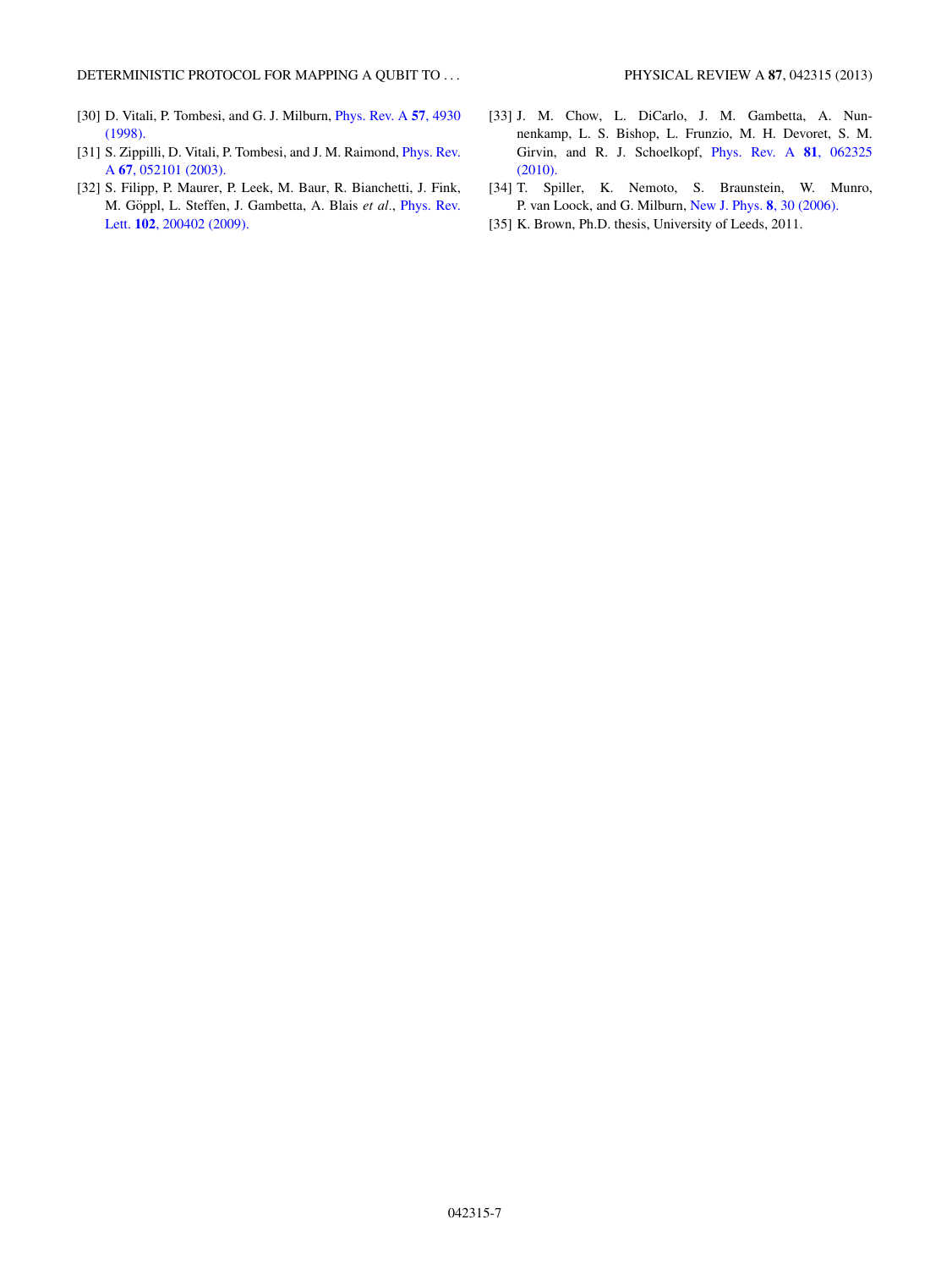[30] D. Vitali, P. Tombesi, and G. J. Milburn, Phys. Rev. A **57**, 4930 (1998).

[31] S. Zippilli, D. Vitali, P. Tombesi, and J. M. Raimond, Phys. Rev. A **67**, 052101 (2003).

[32] S. Filipp, P. Maurer, P. Leek, M. Baur, R. Bianchetti, J. Fink, M. Göppl, L. Steffen, J. Gambetta, A. Blais *et al.*, Phys. Rev. Lett. **102**, 200402 (2009).

[33] J. M. Chow, L. DiCarlo, J. M. Gambetta, A. Nunnenkamp, L. S. Bishop, L. Frunzio, M. H. Devoret, S. M. Girvin, and R. J. Schoelkopf, Phys. Rev. A **81**, 062325 (2010).

[34] T. Spiller, K. Nemoto, S. Braunstein, W. Munro, P. van Loock, and G. Milburn, New J. Phys. **8**, 30 (2006).

[35] K. Brown, Ph.D. thesis, University of Leeds, 2011.